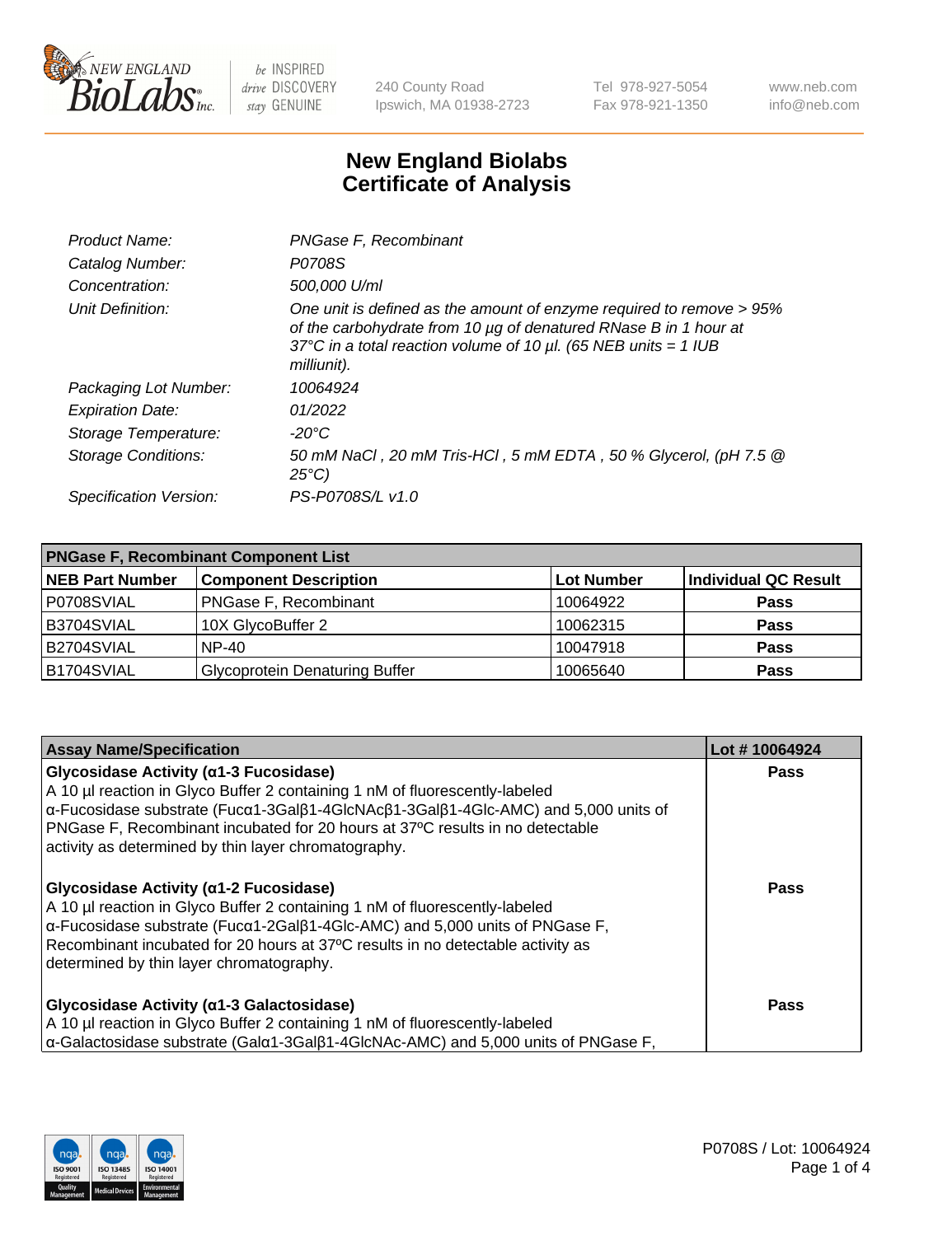# New England Biolabs Certificate of Analysis

| | |
|---|---|
| *Product Name:* | *PNGase F, Recombinant* |
| *Catalog Number:* | *P0708S* |
| *Concentration:* | *500,000 U/ml* |
| *Unit Definition:* | *One unit is defined as the amount of enzyme required to remove > 95% of the carbohydrate from 10 µg of denatured RNase B in 1 hour at 37°C in a total reaction volume of 10 µl. (65 NEB units = 1 IUB milliunit).* |
| *Packaging Lot Number:* | *10064924* |
| *Expiration Date:* | *01/2022* |
| *Storage Temperature:* | *-20°C* |
| *Storage Conditions:* | *50 mM NaCl , 20 mM Tris-HCl , 5 mM EDTA , 50 % Glycerol, (pH 7.5 @ 25°C)* |
| *Specification Version:* | *PS-P0708S/L v1.0* |

| **PNGase F, Recombinant Component List** | | | |
|---|---|---|---|
| **NEB Part Number** | **Component Description** | **Lot Number** | **Individual QC Result** |
| P0708SVIAL | PNGase F, Recombinant | 10064922 | **Pass** |
| B3704SVIAL | 10X GlycoBuffer 2 | 10062315 | **Pass** |
| B2704SVIAL | NP-40 | 10047918 | **Pass** |
| B1704SVIAL | Glycoprotein Denaturing Buffer | 10065640 | **Pass** |

| **Assay Name/Specification** | **Lot # 10064924** |
|---|---|
| **Glycosidase Activity (α1-3 Fucosidase)** A 10 µl reaction in Glyco Buffer 2 containing 1 nM of fluorescently-labeled α-Fucosidase substrate (Fucα1-3Galβ1-4GlcNAcβ1-3Galβ1-4Glc-AMC) and 5,000 units of PNGase F, Recombinant incubated for 20 hours at 37ºC results in no detectable activity as determined by thin layer chromatography. | **Pass** |
| **Glycosidase Activity (α1-2 Fucosidase)** A 10 µl reaction in Glyco Buffer 2 containing 1 nM of fluorescently-labeled α-Fucosidase substrate (Fucα1-2Galβ1-4Glc-AMC) and 5,000 units of PNGase F, Recombinant incubated for 20 hours at 37ºC results in no detectable activity as determined by thin layer chromatography. | **Pass** |
| **Glycosidase Activity (α1-3 Galactosidase)** A 10 µl reaction in Glyco Buffer 2 containing 1 nM of fluorescently-labeled α-Galactosidase substrate (Galα1-3Galβ1-4GlcNAc-AMC) and 5,000 units of PNGase F, | **Pass** |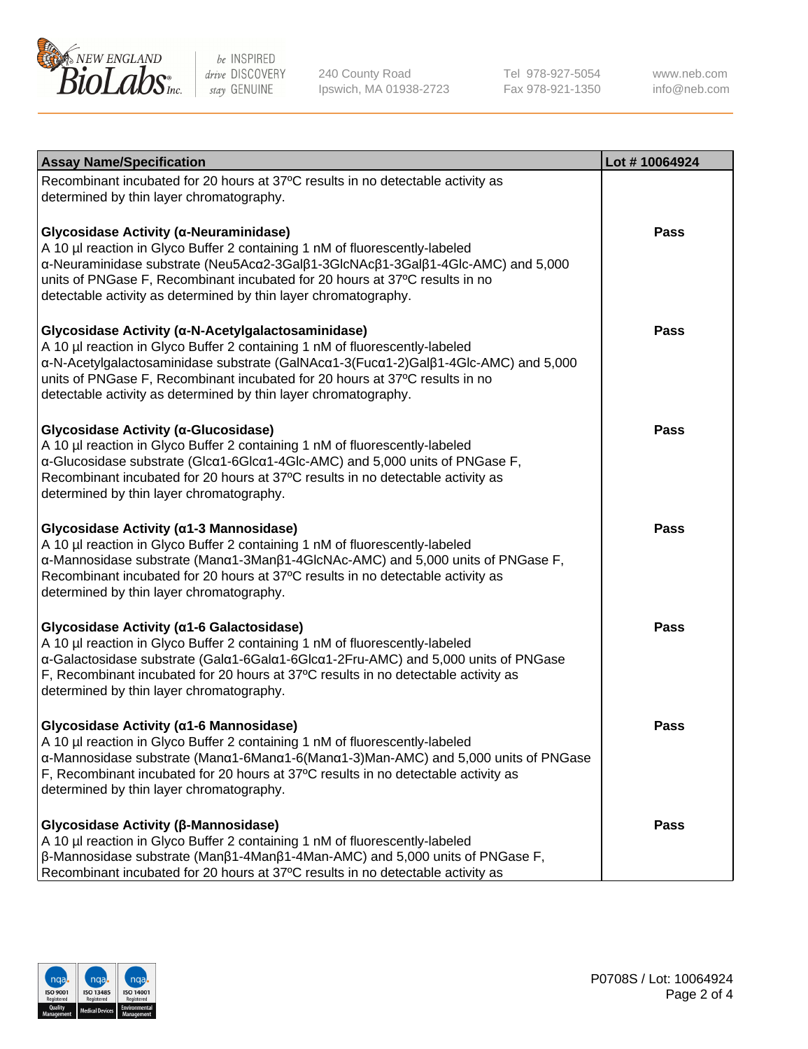| Assay Name/Specification | Lot # 10064924 |
|---|---|
| Recombinant incubated for 20 hours at 37ºC results in no detectable activity as determined by thin layer chromatography. | |
| **Glycosidase Activity (α-Neuraminidase)**<br>A 10 µl reaction in Glyco Buffer 2 containing 1 nM of fluorescently-labeled α-Neuraminidase substrate (Neu5Acα2-3Galβ1-3GlcNAcβ1-3Galβ1-4Glc-AMC) and 5,000 units of PNGase F, Recombinant incubated for 20 hours at 37ºC results in no detectable activity as determined by thin layer chromatography. | Pass |
| **Glycosidase Activity (α-N-Acetylgalactosaminidase)**<br>A 10 µl reaction in Glyco Buffer 2 containing 1 nM of fluorescently-labeled α-N-Acetylgalactosaminidase substrate (GalNAcα1-3(Fucα1-2)Galβ1-4Glc-AMC) and 5,000 units of PNGase F, Recombinant incubated for 20 hours at 37ºC results in no detectable activity as determined by thin layer chromatography. | Pass |
| **Glycosidase Activity (α-Glucosidase)**<br>A 10 µl reaction in Glyco Buffer 2 containing 1 nM of fluorescently-labeled α-Glucosidase substrate (Glcα1-6Glcα1-4Glc-AMC) and 5,000 units of PNGase F, Recombinant incubated for 20 hours at 37ºC results in no detectable activity as determined by thin layer chromatography. | Pass |
| **Glycosidase Activity (α1-3 Mannosidase)**<br>A 10 µl reaction in Glyco Buffer 2 containing 1 nM of fluorescently-labeled α-Mannosidase substrate (Manα1-3Manβ1-4GlcNAc-AMC) and 5,000 units of PNGase F, Recombinant incubated for 20 hours at 37ºC results in no detectable activity as determined by thin layer chromatography. | Pass |
| **Glycosidase Activity (α1-6 Galactosidase)**<br>A 10 µl reaction in Glyco Buffer 2 containing 1 nM of fluorescently-labeled α-Galactosidase substrate (Galα1-6Galα1-6Glcα1-2Fru-AMC) and 5,000 units of PNGase F, Recombinant incubated for 20 hours at 37ºC results in no detectable activity as determined by thin layer chromatography. | Pass |
| **Glycosidase Activity (α1-6 Mannosidase)**<br>A 10 µl reaction in Glyco Buffer 2 containing 1 nM of fluorescently-labeled α-Mannosidase substrate (Manα1-6Manα1-6(Manα1-3)Man-AMC) and 5,000 units of PNGase F, Recombinant incubated for 20 hours at 37ºC results in no detectable activity as determined by thin layer chromatography. | Pass |
| **Glycosidase Activity (β-Mannosidase)**<br>A 10 µl reaction in Glyco Buffer 2 containing 1 nM of fluorescently-labeled β-Mannosidase substrate (Manβ1-4Manβ1-4Man-AMC) and 5,000 units of PNGase F, Recombinant incubated for 20 hours at 37ºC results in no detectable activity as | Pass |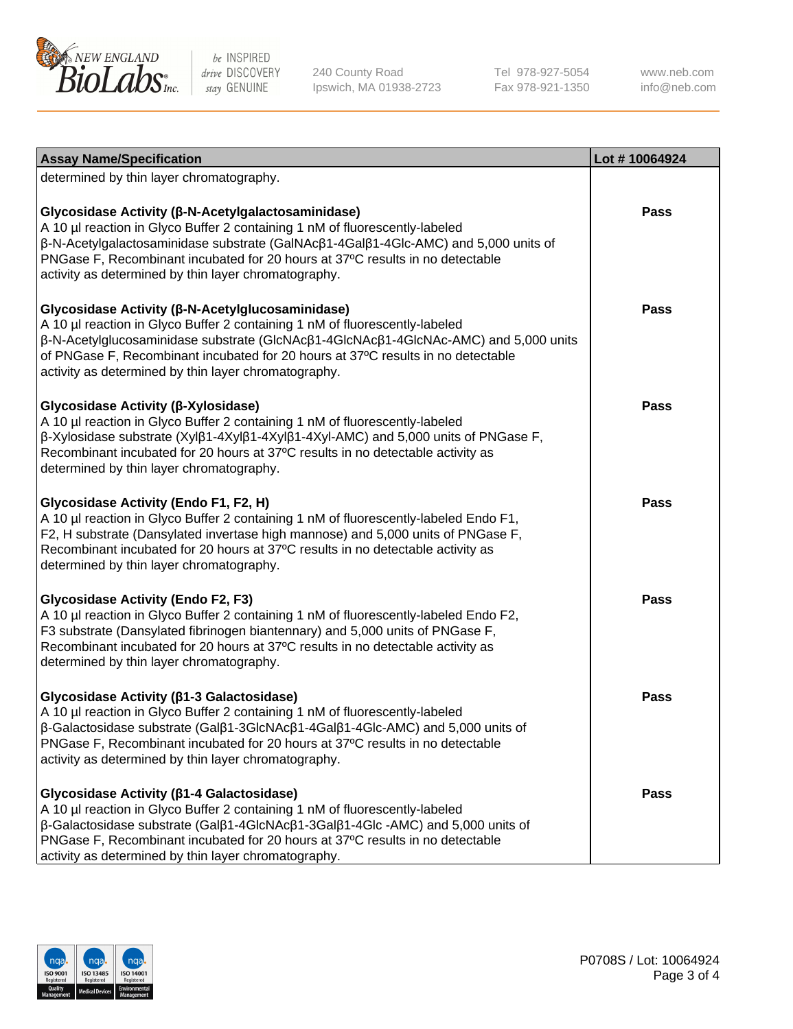| Assay Name/Specification | Lot # 10064924 |
| --- | --- |
| determined by thin layer chromatography. | |
| **Glycosidase Activity (β-N-Acetylgalactosaminidase)**<br>A 10 µl reaction in Glyco Buffer 2 containing 1 nM of fluorescently-labeled β-N-Acetylgalactosaminidase substrate (GalNAcβ1-4Galβ1-4Glc-AMC) and 5,000 units of PNGase F, Recombinant incubated for 20 hours at 37ºC results in no detectable activity as determined by thin layer chromatography. | Pass |
| **Glycosidase Activity (β-N-Acetylglucosaminidase)**<br>A 10 µl reaction in Glyco Buffer 2 containing 1 nM of fluorescently-labeled β-N-Acetylglucosaminidase substrate (GlcNAcβ1-4GlcNAcβ1-4GlcNAc-AMC) and 5,000 units of PNGase F, Recombinant incubated for 20 hours at 37ºC results in no detectable activity as determined by thin layer chromatography. | Pass |
| **Glycosidase Activity (β-Xylosidase)**<br>A 10 µl reaction in Glyco Buffer 2 containing 1 nM of fluorescently-labeled β-Xylosidase substrate (Xylβ1-4Xylβ1-4Xylβ1-4Xyl-AMC) and 5,000 units of PNGase F, Recombinant incubated for 20 hours at 37ºC results in no detectable activity as determined by thin layer chromatography. | Pass |
| **Glycosidase Activity (Endo F1, F2, H)**<br>A 10 µl reaction in Glyco Buffer 2 containing 1 nM of fluorescently-labeled Endo F1, F2, H substrate (Dansylated invertase high mannose) and 5,000 units of PNGase F, Recombinant incubated for 20 hours at 37ºC results in no detectable activity as determined by thin layer chromatography. | Pass |
| **Glycosidase Activity (Endo F2, F3)**<br>A 10 µl reaction in Glyco Buffer 2 containing 1 nM of fluorescently-labeled Endo F2, F3 substrate (Dansylated fibrinogen biantennary) and 5,000 units of PNGase F, Recombinant incubated for 20 hours at 37ºC results in no detectable activity as determined by thin layer chromatography. | Pass |
| **Glycosidase Activity (β1-3 Galactosidase)**<br>A 10 µl reaction in Glyco Buffer 2 containing 1 nM of fluorescently-labeled β-Galactosidase substrate (Galβ1-3GlcNAcβ1-4Galβ1-4Glc-AMC) and 5,000 units of PNGase F, Recombinant incubated for 20 hours at 37ºC results in no detectable activity as determined by thin layer chromatography. | Pass |
| **Glycosidase Activity (β1-4 Galactosidase)**<br>A 10 µl reaction in Glyco Buffer 2 containing 1 nM of fluorescently-labeled β-Galactosidase substrate (Galβ1-4GlcNAcβ1-3Galβ1-4Glc -AMC) and 5,000 units of PNGase F, Recombinant incubated for 20 hours at 37ºC results in no detectable activity as determined by thin layer chromatography. | Pass |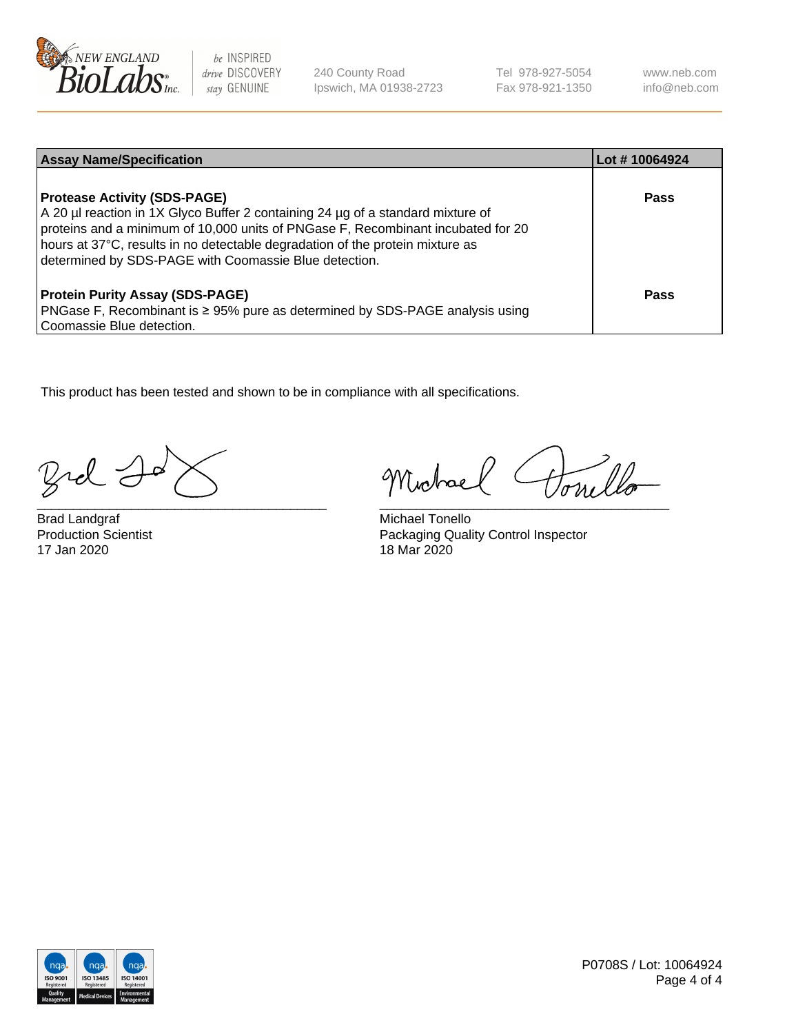NEW ENGLAND BioLabs Inc. | be INSPIRED drive DISCOVERY stay GENUINE | 240 County Road Ipswich, MA 01938-2723 | Tel 978-927-5054 Fax 978-921-1350 | www.neb.com info@neb.com

| Assay Name/Specification | Lot # 10064924 |
|---|---|
| **Protease Activity (SDS-PAGE)**<br>A 20 µl reaction in 1X Glyco Buffer 2 containing 24 µg of a standard mixture of proteins and a minimum of 10,000 units of PNGase F, Recombinant incubated for 20 hours at 37°C, results in no detectable degradation of the protein mixture as determined by SDS-PAGE with Coomassie Blue detection. | **Pass** |
| **Protein Purity Assay (SDS-PAGE)**<br>PNGase F, Recombinant is ≥ 95% pure as determined by SDS-PAGE analysis using Coomassie Blue detection. | **Pass** |

This product has been tested and shown to be in compliance with all specifications.

Brad Landgraf
Production Scientist
17 Jan 2020

Michael Tonello
Packaging Quality Control Inspector
18 Mar 2020

P0708S / Lot: 10064924